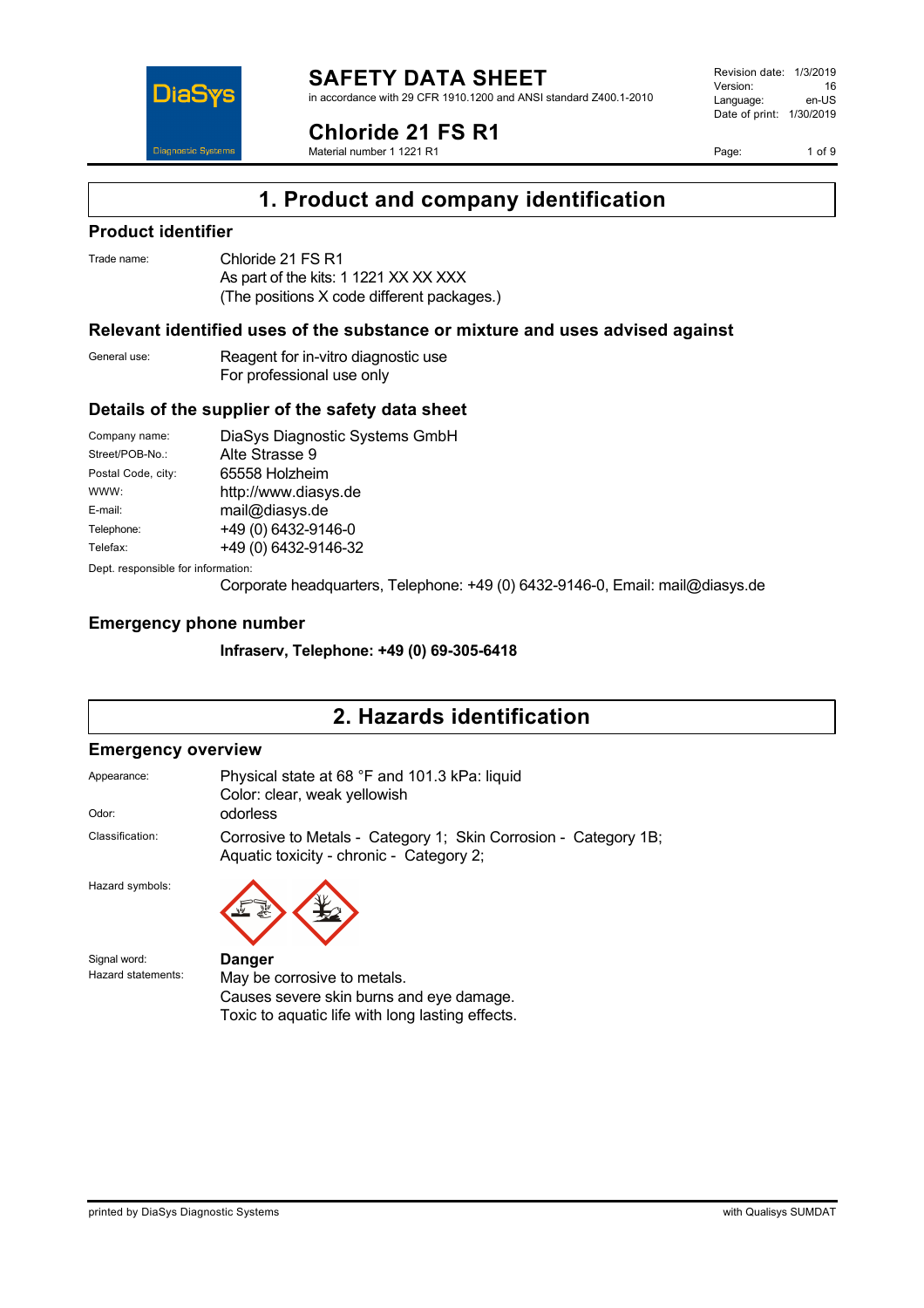# SAFETY DATA SHEET

in accordance with 29 CFR 1910.1200 and ANSI standard Z400.1-2010

Revision date: 1/3/2019
Version: 16
Language: en-US
Date of print: 1/30/2019

# Chloride 21 FS R1

Material number 1 1221 R1

## 1. Product and company identification

### Product identifier

Trade name: Chloride 21 FS R1
As part of the kits: 1 1221 XX XX XXX
(The positions X code different packages.)

### Relevant identified uses of the substance or mixture and uses advised against

General use: Reagent for in-vitro diagnostic use
For professional use only

### Details of the supplier of the safety data sheet

| | |
|---|---|
| Company name: | DiaSys Diagnostic Systems GmbH |
| Street/POB-No.: | Alte Strasse 9 |
| Postal Code, city: | 65558 Holzheim |
| WWW: | http://www.diasys.de |
| E-mail: | mail@diasys.de |
| Telephone: | +49 (0) 6432-9146-0 |
| Telefax: | +49 (0) 6432-9146-32 |

Dept. responsible for information:
Corporate headquarters, Telephone: +49 (0) 6432-9146-0, Email: mail@diasys.de

### Emergency phone number

**Infraserv, Telephone: +49 (0) 69-305-6418**

## 2. Hazards identification

### Emergency overview

Appearance: Physical state at 68 °F and 101.3 kPa: liquid
Color: clear, weak yellowish

Odor: odorless

Classification: Corrosive to Metals - Category 1; Skin Corrosion - Category 1B; Aquatic toxicity - chronic - Category 2;

Hazard symbols:

Signal word: **Danger**

Hazard statements:
May be corrosive to metals.
Causes severe skin burns and eye damage.
Toxic to aquatic life with long lasting effects.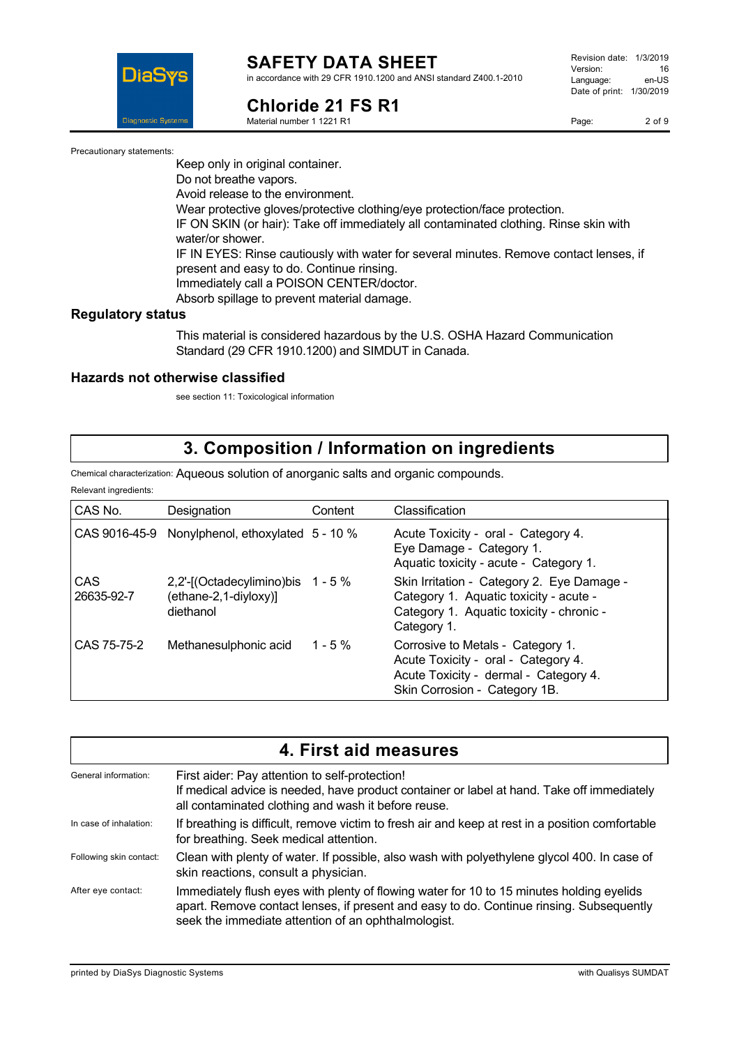Precautionary statements:

Keep only in original container.
Do not breathe vapors.
Avoid release to the environment.
Wear protective gloves/protective clothing/eye protection/face protection.
IF ON SKIN (or hair): Take off immediately all contaminated clothing. Rinse skin with water/or shower.
IF IN EYES: Rinse cautiously with water for several minutes. Remove contact lenses, if present and easy to do. Continue rinsing.
Immediately call a POISON CENTER/doctor.
Absorb spillage to prevent material damage.

### Regulatory status

This material is considered hazardous by the U.S. OSHA Hazard Communication Standard (29 CFR 1910.1200) and SIMDUT in Canada.

### Hazards not otherwise classified

see section 11: Toxicological information

## 3. Composition / Information on ingredients

Chemical characterization: Aqueous solution of anorganic salts and organic compounds.

Relevant ingredients:

| CAS No. | Designation | Content | Classification |
|---|---|---|---|
| CAS 9016-45-9 | Nonylphenol, ethoxylated | 5 - 10 % | Acute Toxicity - oral - Category 4. Eye Damage - Category 1. Aquatic toxicity - acute - Category 1. |
| CAS 26635-92-7 | 2,2'-[(Octadecylimino)bis (ethane-2,1-diyloxy)] diethanol | 1 - 5 % | Skin Irritation - Category 2. Eye Damage - Category 1. Aquatic toxicity - acute - Category 1. Aquatic toxicity - chronic - Category 1. |
| CAS 75-75-2 | Methanesulphonic acid | 1 - 5 % | Corrosive to Metals - Category 1. Acute Toxicity - oral - Category 4. Acute Toxicity - dermal - Category 4. Skin Corrosion - Category 1B. |

## 4. First aid measures

General information: First aider: Pay attention to self-protection! If medical advice is needed, have product container or label at hand. Take off immediately all contaminated clothing and wash it before reuse.

In case of inhalation: If breathing is difficult, remove victim to fresh air and keep at rest in a position comfortable for breathing. Seek medical attention.

Following skin contact: Clean with plenty of water. If possible, also wash with polyethylene glycol 400. In case of skin reactions, consult a physician.

After eye contact: Immediately flush eyes with plenty of flowing water for 10 to 15 minutes holding eyelids apart. Remove contact lenses, if present and easy to do. Continue rinsing. Subsequently seek the immediate attention of an ophthalmologist.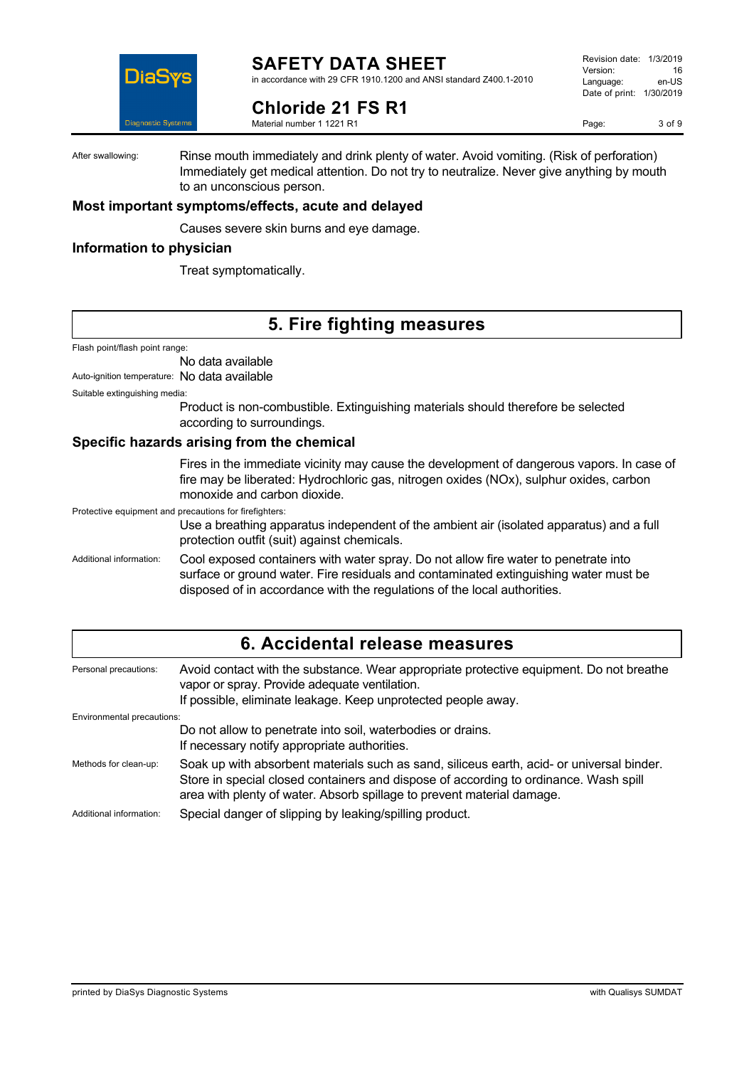After swallowing: Rinse mouth immediately and drink plenty of water. Avoid vomiting. (Risk of perforation) Immediately get medical attention. Do not try to neutralize. Never give anything by mouth to an unconscious person.

### Most important symptoms/effects, acute and delayed

Causes severe skin burns and eye damage.

### Information to physician

Treat symptomatically.

## 5. Fire fighting measures

Flash point/flash point range:
No data available

Auto-ignition temperature: No data available

Suitable extinguishing media:
Product is non-combustible. Extinguishing materials should therefore be selected according to surroundings.

### Specific hazards arising from the chemical

Fires in the immediate vicinity may cause the development of dangerous vapors. In case of fire may be liberated: Hydrochloric gas, nitrogen oxides (NOx), sulphur oxides, carbon monoxide and carbon dioxide.

Protective equipment and precautions for firefighters:
Use a breathing apparatus independent of the ambient air (isolated apparatus) and a full protection outfit (suit) against chemicals.

Additional information: Cool exposed containers with water spray. Do not allow fire water to penetrate into surface or ground water. Fire residuals and contaminated extinguishing water must be disposed of in accordance with the regulations of the local authorities.

## 6. Accidental release measures

Personal precautions: Avoid contact with the substance. Wear appropriate protective equipment. Do not breathe vapor or spray. Provide adequate ventilation.
If possible, eliminate leakage. Keep unprotected people away.

Environmental precautions:
Do not allow to penetrate into soil, waterbodies or drains.
If necessary notify appropriate authorities.

Methods for clean-up: Soak up with absorbent materials such as sand, siliceus earth, acid- or universal binder. Store in special closed containers and dispose of according to ordinance. Wash spill area with plenty of water. Absorb spillage to prevent material damage.

Additional information: Special danger of slipping by leaking/spilling product.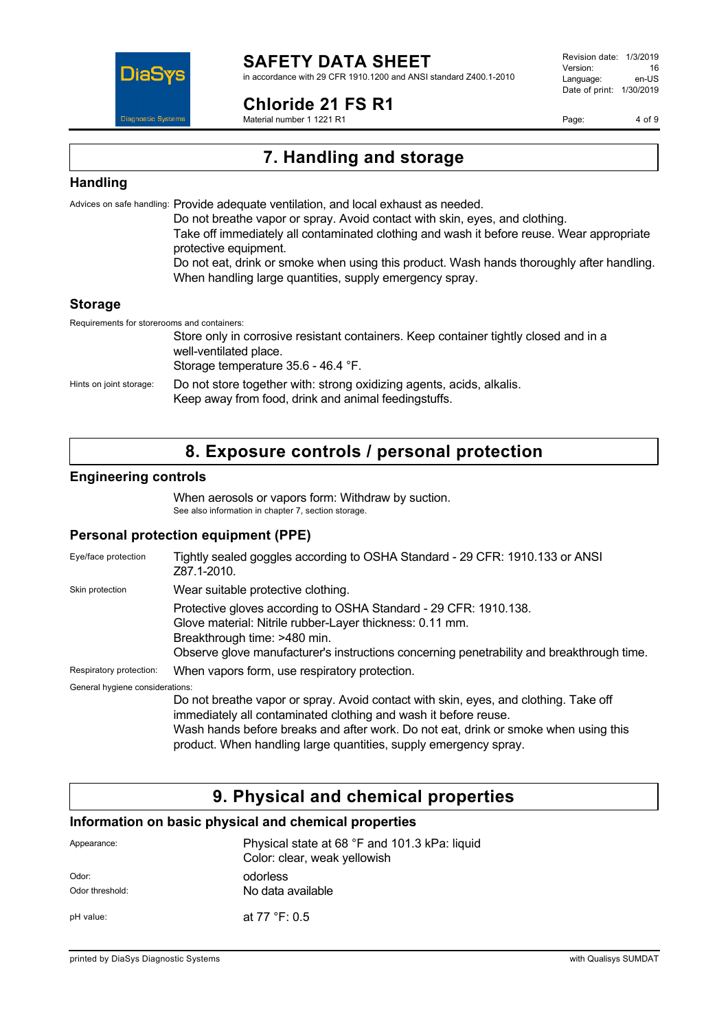## 7. Handling and storage

### Handling

Advices on safe handling: Provide adequate ventilation, and local exhaust as needed.
Do not breathe vapor or spray. Avoid contact with skin, eyes, and clothing.
Take off immediately all contaminated clothing and wash it before reuse. Wear appropriate protective equipment.
Do not eat, drink or smoke when using this product. Wash hands thoroughly after handling.
When handling large quantities, supply emergency spray.

### Storage

Requirements for storerooms and containers:
Store only in corrosive resistant containers. Keep container tightly closed and in a well-ventilated place.
Storage temperature 35.6 - 46.4 °F.

Hints on joint storage: Do not store together with: strong oxidizing agents, acids, alkalis.
Keep away from food, drink and animal feedingstuffs.

## 8. Exposure controls / personal protection

### Engineering controls

When aerosols or vapors form: Withdraw by suction.
See also information in chapter 7, section storage.

### Personal protection equipment (PPE)

Eye/face protection: Tightly sealed goggles according to OSHA Standard - 29 CFR: 1910.133 or ANSI Z87.1-2010.

Skin protection: Wear suitable protective clothing.
Protective gloves according to OSHA Standard - 29 CFR: 1910.138.
Glove material: Nitrile rubber-Layer thickness: 0.11 mm.
Breakthrough time: >480 min.
Observe glove manufacturer's instructions concerning penetrability and breakthrough time.

Respiratory protection: When vapors form, use respiratory protection.

General hygiene considerations:
Do not breathe vapor or spray. Avoid contact with skin, eyes, and clothing. Take off immediately all contaminated clothing and wash it before reuse.
Wash hands before breaks and after work. Do not eat, drink or smoke when using this product. When handling large quantities, supply emergency spray.

## 9. Physical and chemical properties

### Information on basic physical and chemical properties

Appearance: Physical state at 68 °F and 101.3 kPa: liquid
Color: clear, weak yellowish

Odor: odorless

Odor threshold: No data available

pH value: at 77 °F: 0.5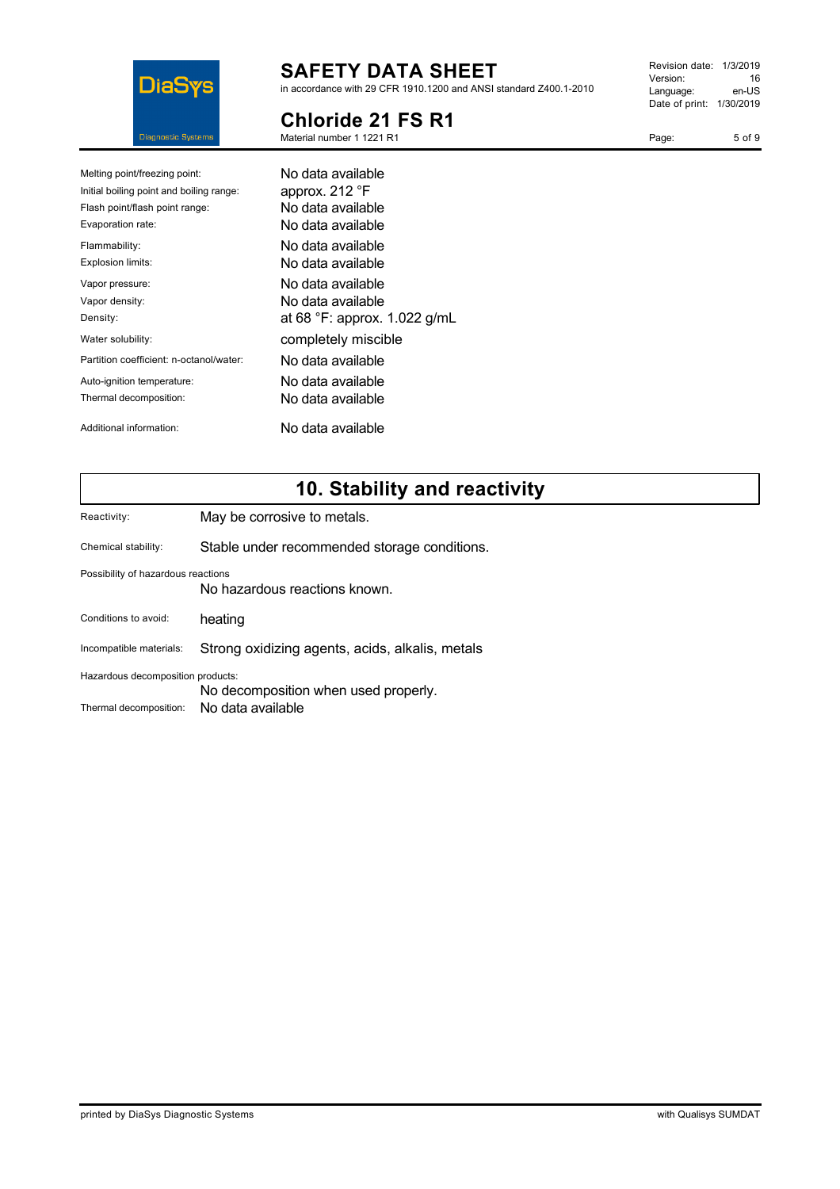| | |
|---|---|
| Melting point/freezing point: | No data available |
| Initial boiling point and boiling range: | approx. 212 °F |
| Flash point/flash point range: | No data available |
| Evaporation rate: | No data available |
| Flammability: | No data available |
| Explosion limits: | No data available |
| Vapor pressure: | No data available |
| Vapor density: | No data available |
| Density: | at 68 °F: approx. 1.022 g/mL |
| Water solubility: | completely miscible |
| Partition coefficient: n-octanol/water: | No data available |
| Auto-ignition temperature: | No data available |
| Thermal decomposition: | No data available |
| Additional information: | No data available |

## 10. Stability and reactivity

| | |
|---|---|
| Reactivity: | May be corrosive to metals. |
| Chemical stability: | Stable under recommended storage conditions. |
| Possibility of hazardous reactions | No hazardous reactions known. |
| Conditions to avoid: | heating |
| Incompatible materials: | Strong oxidizing agents, acids, alkalis, metals |
| Hazardous decomposition products: | No decomposition when used properly. |
| Thermal decomposition: | No data available |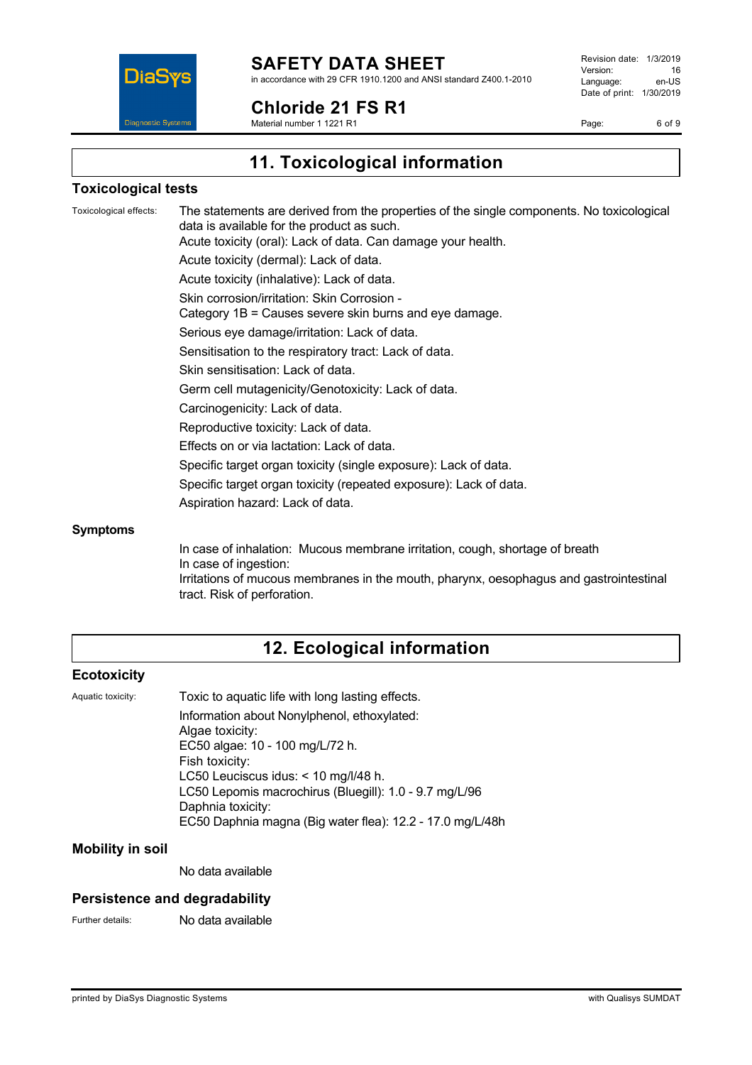# 11. Toxicological information

## Toxicological tests

Toxicological effects: The statements are derived from the properties of the single components. No toxicological data is available for the product as such.

Acute toxicity (oral): Lack of data. Can damage your health.

Acute toxicity (dermal): Lack of data.

Acute toxicity (inhalative): Lack of data.

Skin corrosion/irritation: Skin Corrosion - Category 1B = Causes severe skin burns and eye damage.

Serious eye damage/irritation: Lack of data.

Sensitisation to the respiratory tract: Lack of data.

Skin sensitisation: Lack of data.

Germ cell mutagenicity/Genotoxicity: Lack of data.

Carcinogenicity: Lack of data.

Reproductive toxicity: Lack of data.

Effects on or via lactation: Lack of data.

Specific target organ toxicity (single exposure): Lack of data.

Specific target organ toxicity (repeated exposure): Lack of data.

Aspiration hazard: Lack of data.

## Symptoms

In case of inhalation: Mucous membrane irritation, cough, shortage of breath
In case of ingestion:
Irritations of mucous membranes in the mouth, pharynx, oesophagus and gastrointestinal tract. Risk of perforation.

# 12. Ecological information

## Ecotoxicity

Aquatic toxicity: Toxic to aquatic life with long lasting effects.

Information about Nonylphenol, ethoxylated:
Algae toxicity:
EC50 algae: 10 - 100 mg/L/72 h.
Fish toxicity:
LC50 Leuciscus idus: < 10 mg/l/48 h.
LC50 Lepomis macrochirus (Bluegill): 1.0 - 9.7 mg/L/96
Daphnia toxicity:
EC50 Daphnia magna (Big water flea): 12.2 - 17.0 mg/L/48h

## Mobility in soil

No data available

## Persistence and degradability

Further details: No data available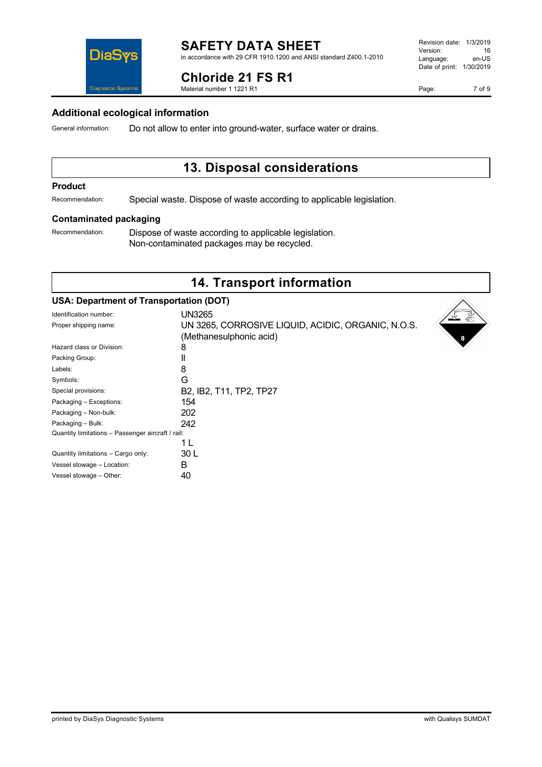## Additional ecological information

General information: Do not allow to enter into ground-water, surface water or drains.

# 13. Disposal considerations

### Product

Recommendation: Special waste. Dispose of waste according to applicable legislation.

### Contaminated packaging

Recommendation: Dispose of waste according to applicable legislation.
Non-contaminated packages may be recycled.

# 14. Transport information

### USA: Department of Transportation (DOT)

| | |
|---|---|
| Identification number: | UN3265 |
| Proper shipping name: | UN 3265, CORROSIVE LIQUID, ACIDIC, ORGANIC, N.O.S. (Methanesulphonic acid) |
| Hazard class or Division: | 8 |
| Packing Group: | II |
| Labels: | 8 |
| Symbols: | G |
| Special provisions: | B2, IB2, T11, TP2, TP27 |
| Packaging – Exceptions: | 154 |
| Packaging – Non-bulk: | 202 |
| Packaging – Bulk: | 242 |
| Quantity limitations – Passenger aircraft / rail: | 1 L |
| Quantity limitations – Cargo only: | 30 L |
| Vessel stowage – Location: | B |
| Vessel stowage – Other: | 40 |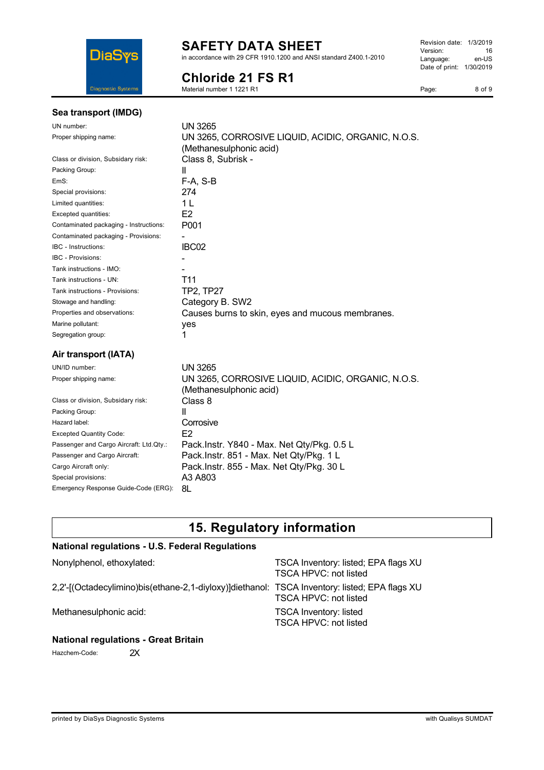### Sea transport (IMDG)

| | |
|---|---|
| UN number: | UN 3265 |
| Proper shipping name: | UN 3265, CORROSIVE LIQUID, ACIDIC, ORGANIC, N.O.S. (Methanesulphonic acid) |
| Class or division, Subsidary risk: | Class 8, Subrisk - |
| Packing Group: | II |
| EmS: | F-A, S-B |
| Special provisions: | 274 |
| Limited quantities: | 1 L |
| Excepted quantities: | E2 |
| Contaminated packaging - Instructions: | P001 |
| Contaminated packaging - Provisions: | - |
| IBC - Instructions: | IBC02 |
| IBC - Provisions: | - |
| Tank instructions - IMO: | - |
| Tank instructions - UN: | T11 |
| Tank instructions - Provisions: | TP2, TP27 |
| Stowage and handling: | Category B. SW2 |
| Properties and observations: | Causes burns to skin, eyes and mucous membranes. |
| Marine pollutant: | yes |
| Segregation group: | 1 |

### Air transport (IATA)

| | |
|---|---|
| UN/ID number: | UN 3265 |
| Proper shipping name: | UN 3265, CORROSIVE LIQUID, ACIDIC, ORGANIC, N.O.S. (Methanesulphonic acid) |
| Class or division, Subsidary risk: | Class 8 |
| Packing Group: | II |
| Hazard label: | Corrosive |
| Excepted Quantity Code: | E2 |
| Passenger and Cargo Aircraft: Ltd.Qty.: | Pack.Instr. Y840 - Max. Net Qty/Pkg. 0.5 L |
| Passenger and Cargo Aircraft: | Pack.Instr. 851 - Max. Net Qty/Pkg. 1 L |
| Cargo Aircraft only: | Pack.Instr. 855 - Max. Net Qty/Pkg. 30 L |
| Special provisions: | A3 A803 |
| Emergency Response Guide-Code (ERG): | 8L |

## 15. Regulatory information

### National regulations - U.S. Federal Regulations

| | |
|---|---|
| Nonylphenol, ethoxylated: | TSCA Inventory: listed; EPA flags XU<br>TSCA HPVC: not listed |
| 2,2'-[(Octadecylimino)bis(ethane-2,1-diyloxy)]diethanol: | TSCA Inventory: listed; EPA flags XU<br>TSCA HPVC: not listed |
| Methanesulphonic acid: | TSCA Inventory: listed<br>TSCA HPVC: not listed |

### National regulations - Great Britain

Hazchem-Code: 2X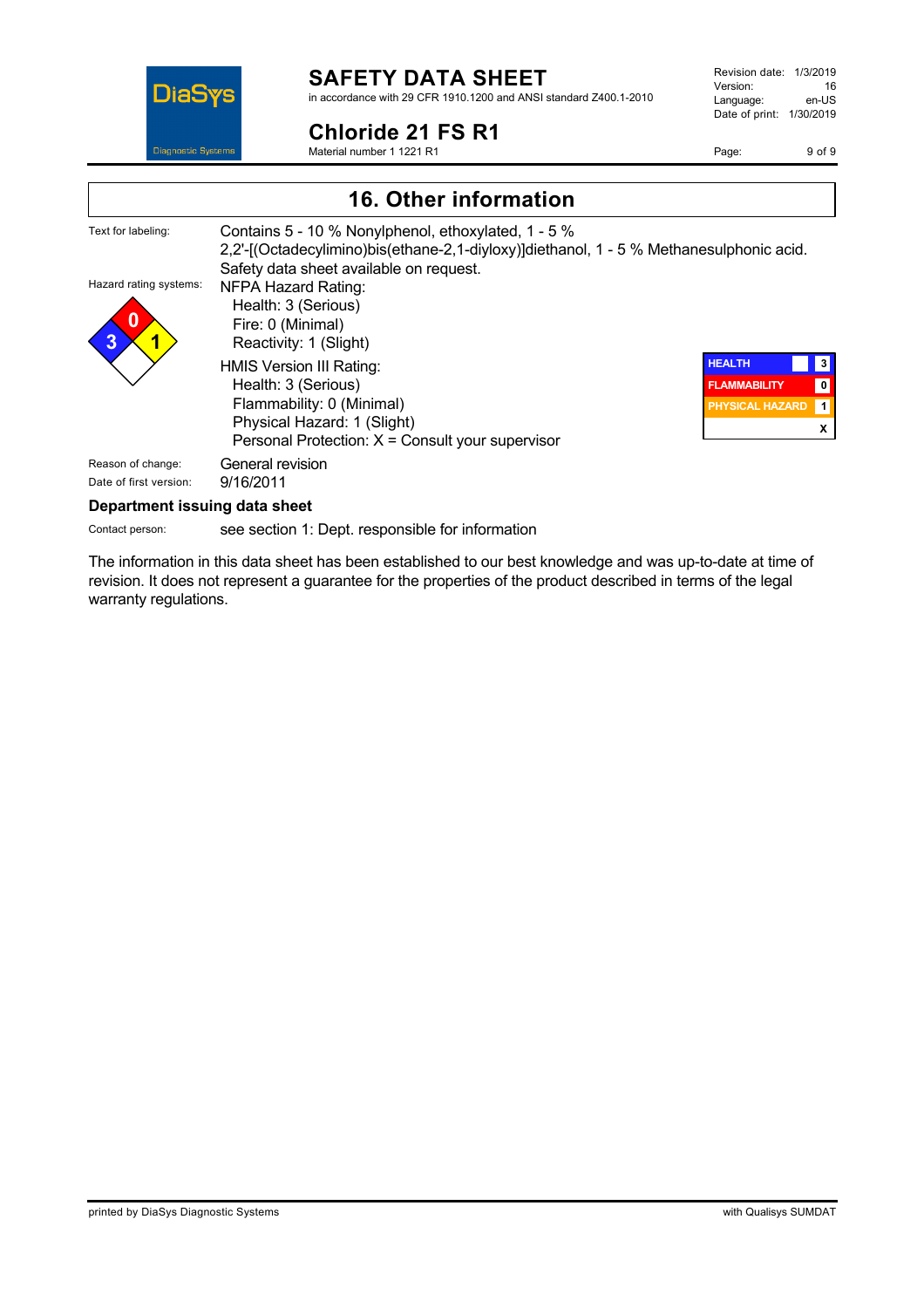# 16. Other information

Text for labeling: Contains 5 - 10 % Nonylphenol, ethoxylated, 1 - 5 % 2,2'-[(Octadecylimino)bis(ethane-2,1-diyloxy)]diethanol, 1 - 5 % Methanesulphonic acid. Safety data sheet available on request.

Hazard rating systems:

NFPA Hazard Rating:
- Health: 3 (Serious)
- Fire: 0 (Minimal)
- Reactivity: 1 (Slight)

0
3 1

HMIS Version III Rating:
- Health: 3 (Serious)
- Flammability: 0 (Minimal)
- Physical Hazard: 1 (Slight)
- Personal Protection: X = Consult your supervisor

| | |
|---|---|
| HEALTH | 3 |
| FLAMMABILITY | 0 |
| PHYSICAL HAZARD | 1 |
| | X |

Reason of change: General revision

Date of first version: 9/16/2011

**Department issuing data sheet**

Contact person: see section 1: Dept. responsible for information

The information in this data sheet has been established to our best knowledge and was up-to-date at time of revision. It does not represent a guarantee for the properties of the product described in terms of the legal warranty regulations.